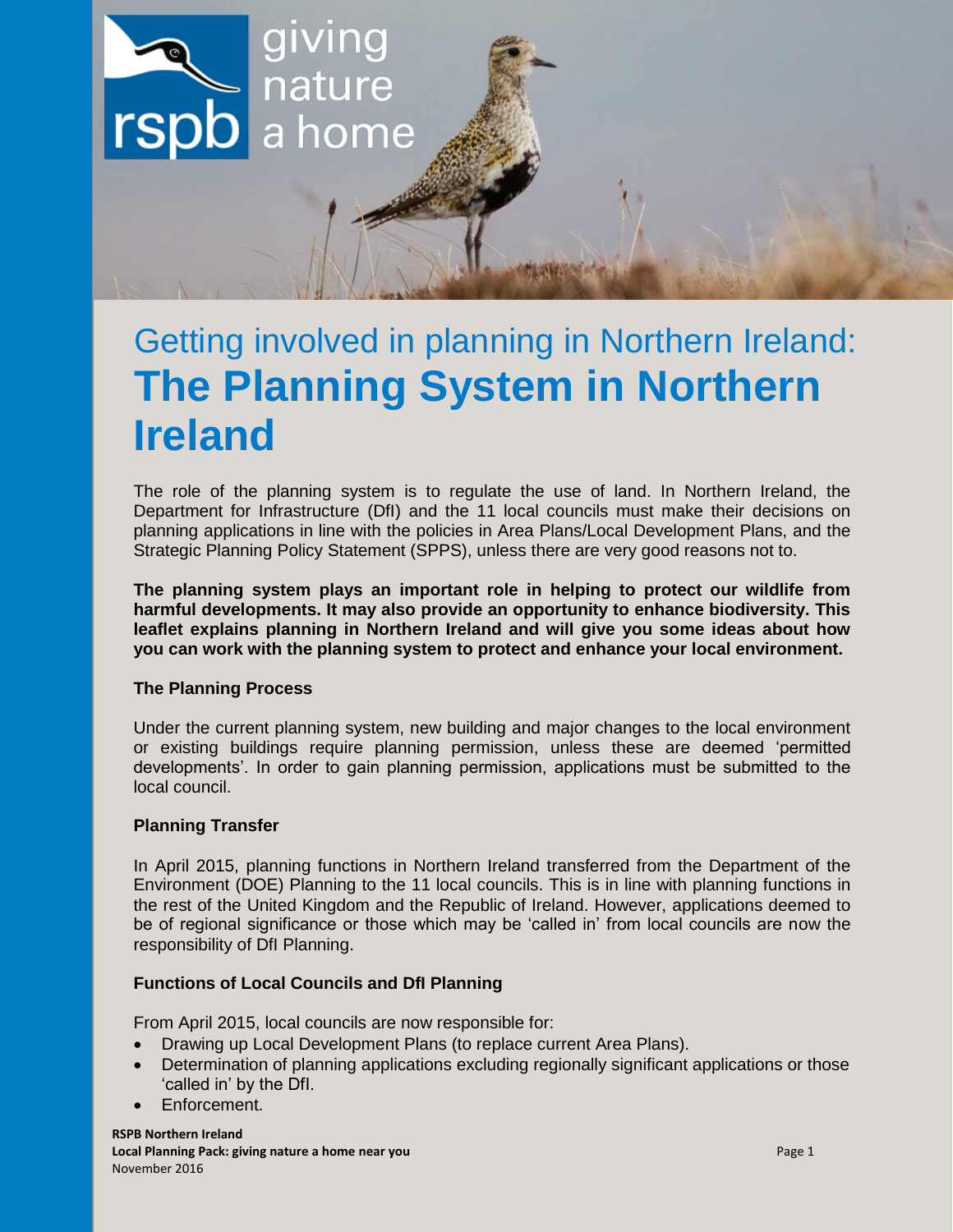giving nature a home

# Getting involved in planning in Northern Ireland: **The Planning System in Northern Ireland**

The role of the planning system is to regulate the use of land. In Northern Ireland, the Department for Infrastructure (DfI) and the 11 local councils must make their decisions on planning applications in line with the policies in Area Plans/Local Development Plans, and the Strategic Planning Policy Statement (SPPS), unless there are very good reasons not to.

**The planning system plays an important role in helping to protect our wildlife from harmful developments. It may also provide an opportunity to enhance biodiversity. This leaflet explains planning in Northern Ireland and will give you some ideas about how you can work with the planning system to protect and enhance your local environment.**

### The Planning Process

Under the current planning system, new building and major changes to the local environment or existing buildings require planning permission, unless these are deemed 'permitted developments'. In order to gain planning permission, applications must be submitted to the local council.

### Planning Transfer

In April 2015, planning functions in Northern Ireland transferred from the Department of the Environment (DOE) Planning to the 11 local councils. This is in line with planning functions in the rest of the United Kingdom and the Republic of Ireland. However, applications deemed to be of regional significance or those which may be 'called in' from local councils are now the responsibility of DfI Planning.

### Functions of Local Councils and DfI Planning

From April 2015, local councils are now responsible for:

- Drawing up Local Development Plans (to replace current Area Plans).
- Determination of planning applications excluding regionally significant applications or those 'called in' by the DfI.
- Enforcement.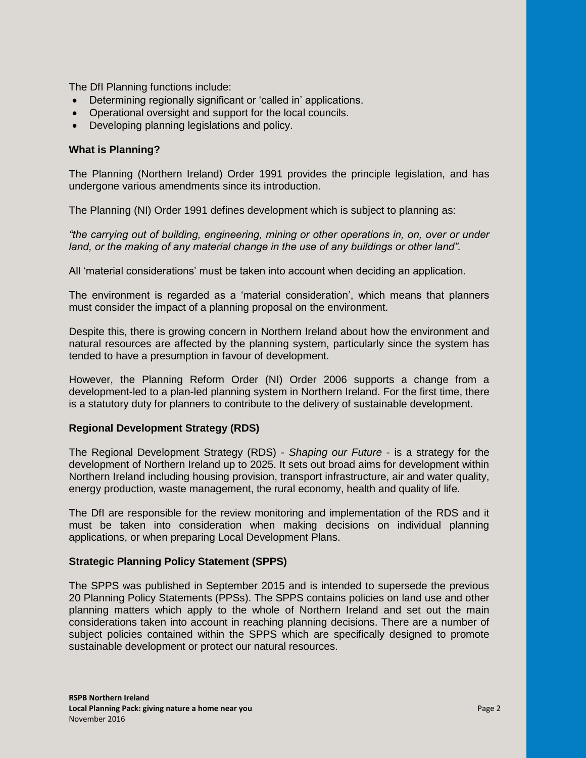The DfI Planning functions include:

- Determining regionally significant or 'called in' applications.
- Operational oversight and support for the local councils.
- Developing planning legislations and policy.

**What is Planning?**

The Planning (Northern Ireland) Order 1991 provides the principle legislation, and has undergone various amendments since its introduction.

The Planning (NI) Order 1991 defines development which is subject to planning as:

*"the carrying out of building, engineering, mining or other operations in, on, over or under land, or the making of any material change in the use of any buildings or other land".*

All 'material considerations' must be taken into account when deciding an application.

The environment is regarded as a 'material consideration', which means that planners must consider the impact of a planning proposal on the environment.

Despite this, there is growing concern in Northern Ireland about how the environment and natural resources are affected by the planning system, particularly since the system has tended to have a presumption in favour of development.

However, the Planning Reform Order (NI) Order 2006 supports a change from a development-led to a plan-led planning system in Northern Ireland. For the first time, there is a statutory duty for planners to contribute to the delivery of sustainable development.

**Regional Development Strategy (RDS)**

The Regional Development Strategy (RDS) - *Shaping our Future* - is a strategy for the development of Northern Ireland up to 2025. It sets out broad aims for development within Northern Ireland including housing provision, transport infrastructure, air and water quality, energy production, waste management, the rural economy, health and quality of life.

The DfI are responsible for the review monitoring and implementation of the RDS and it must be taken into consideration when making decisions on individual planning applications, or when preparing Local Development Plans.

**Strategic Planning Policy Statement (SPPS)**

The SPPS was published in September 2015 and is intended to supersede the previous 20 Planning Policy Statements (PPSs). The SPPS contains policies on land use and other planning matters which apply to the whole of Northern Ireland and set out the main considerations taken into account in reaching planning decisions. There are a number of subject policies contained within the SPPS which are specifically designed to promote sustainable development or protect our natural resources.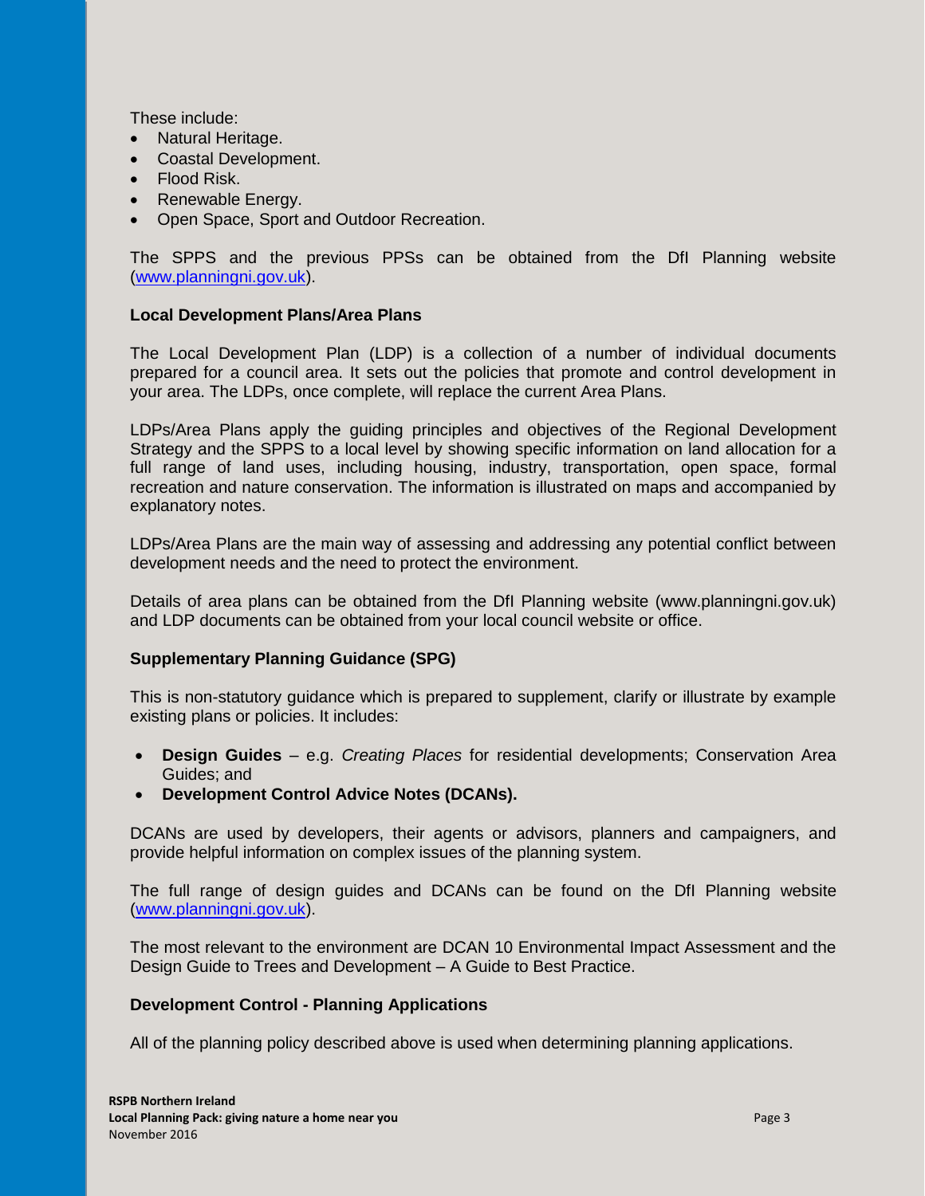These include:

- Natural Heritage.
- Coastal Development.
- Flood Risk.
- Renewable Energy.
- Open Space, Sport and Outdoor Recreation.

The SPPS and the previous PPSs can be obtained from the DfI Planning website ([www.planningni.gov.uk](http://www.planningni.gov.uk)).

**Local Development Plans/Area Plans**

The Local Development Plan (LDP) is a collection of a number of individual documents prepared for a council area. It sets out the policies that promote and control development in your area. The LDPs, once complete, will replace the current Area Plans.

LDPs/Area Plans apply the guiding principles and objectives of the Regional Development Strategy and the SPPS to a local level by showing specific information on land allocation for a full range of land uses, including housing, industry, transportation, open space, formal recreation and nature conservation. The information is illustrated on maps and accompanied by explanatory notes.

LDPs/Area Plans are the main way of assessing and addressing any potential conflict between development needs and the need to protect the environment.

Details of area plans can be obtained from the DfI Planning website (www.planningni.gov.uk) and LDP documents can be obtained from your local council website or office.

**Supplementary Planning Guidance (SPG)**

This is non-statutory guidance which is prepared to supplement, clarify or illustrate by example existing plans or policies. It includes:

- **Design Guides** – e.g. *Creating Places* for residential developments; Conservation Area Guides; and
- **Development Control Advice Notes (DCANs).**

DCANs are used by developers, their agents or advisors, planners and campaigners, and provide helpful information on complex issues of the planning system.

The full range of design guides and DCANs can be found on the DfI Planning website ([www.planningni.gov.uk](http://www.planningni.gov.uk)).

The most relevant to the environment are DCAN 10 Environmental Impact Assessment and the Design Guide to Trees and Development – A Guide to Best Practice.

**Development Control - Planning Applications**

All of the planning policy described above is used when determining planning applications.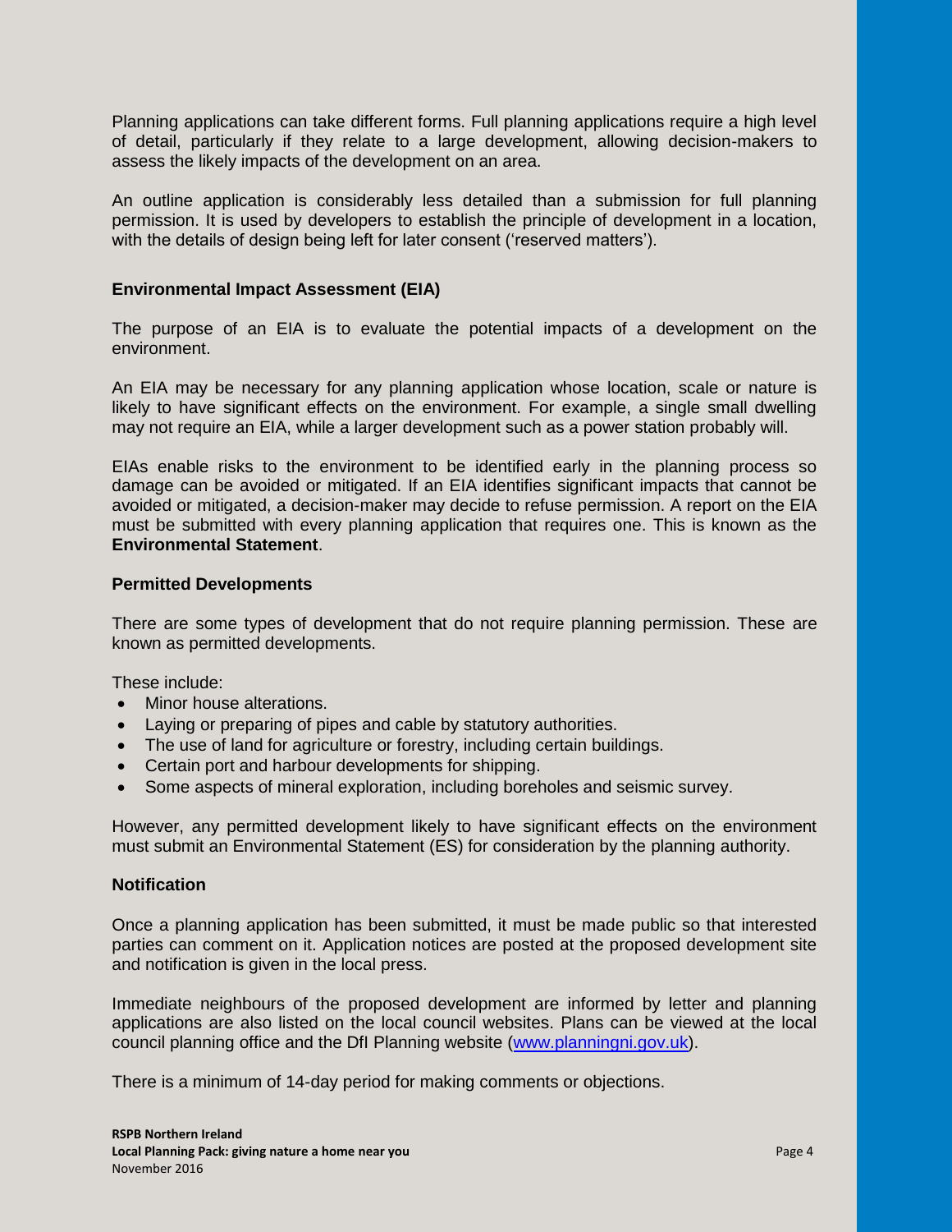Planning applications can take different forms. Full planning applications require a high level of detail, particularly if they relate to a large development, allowing decision-makers to assess the likely impacts of the development on an area.

An outline application is considerably less detailed than a submission for full planning permission. It is used by developers to establish the principle of development in a location, with the details of design being left for later consent ('reserved matters').

### Environmental Impact Assessment (EIA)

The purpose of an EIA is to evaluate the potential impacts of a development on the environment.

An EIA may be necessary for any planning application whose location, scale or nature is likely to have significant effects on the environment. For example, a single small dwelling may not require an EIA, while a larger development such as a power station probably will.

EIAs enable risks to the environment to be identified early in the planning process so damage can be avoided or mitigated. If an EIA identifies significant impacts that cannot be avoided or mitigated, a decision-maker may decide to refuse permission. A report on the EIA must be submitted with every planning application that requires one. This is known as the **Environmental Statement**.

### Permitted Developments

There are some types of development that do not require planning permission. These are known as permitted developments.

These include:

- Minor house alterations.
- Laying or preparing of pipes and cable by statutory authorities.
- The use of land for agriculture or forestry, including certain buildings.
- Certain port and harbour developments for shipping.
- Some aspects of mineral exploration, including boreholes and seismic survey.

However, any permitted development likely to have significant effects on the environment must submit an Environmental Statement (ES) for consideration by the planning authority.

### Notification

Once a planning application has been submitted, it must be made public so that interested parties can comment on it. Application notices are posted at the proposed development site and notification is given in the local press.

Immediate neighbours of the proposed development are informed by letter and planning applications are also listed on the local council websites. Plans can be viewed at the local council planning office and the DfI Planning website ([www.planningni.gov.uk](http://www.planningni.gov.uk)).

There is a minimum of 14-day period for making comments or objections.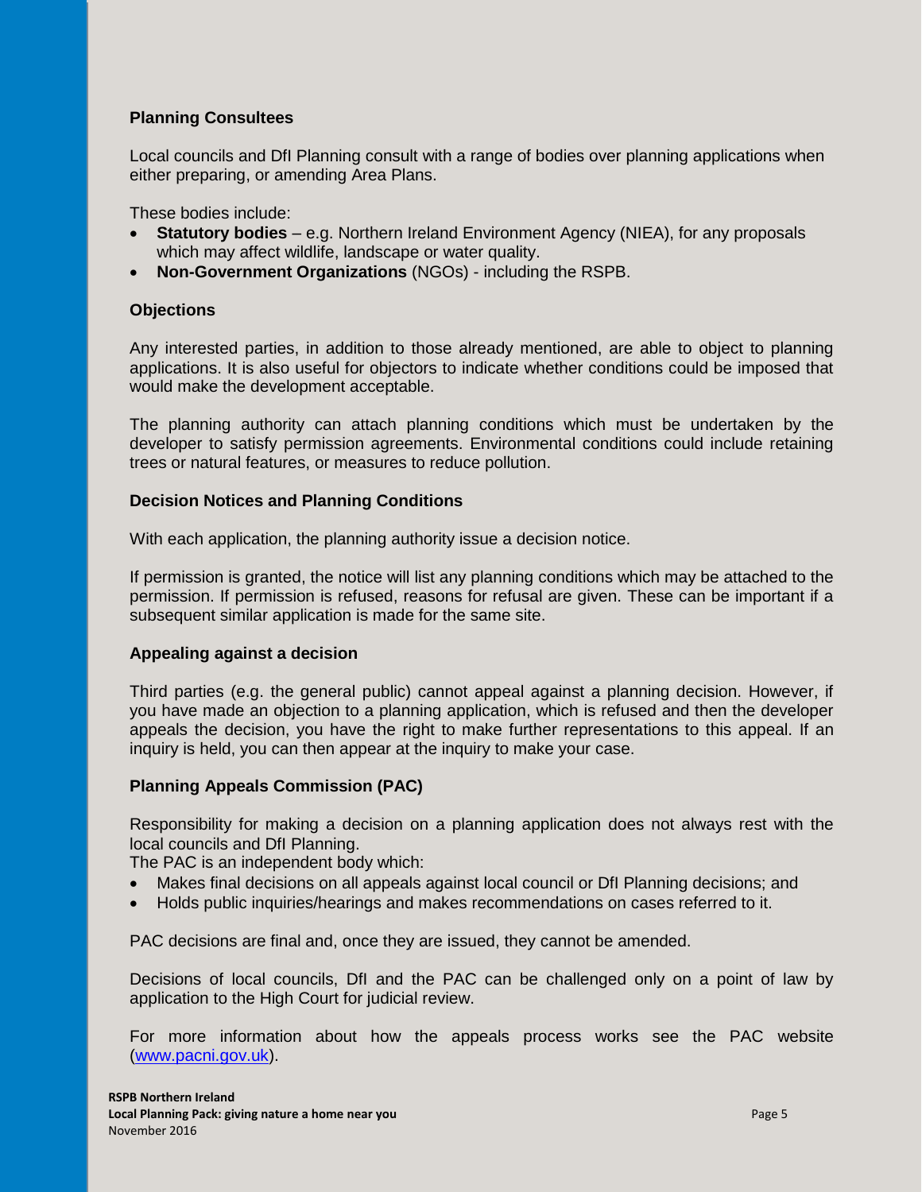### Planning Consultees

Local councils and DfI Planning consult with a range of bodies over planning applications when either preparing, or amending Area Plans.

These bodies include:

- **Statutory bodies** – e.g. Northern Ireland Environment Agency (NIEA), for any proposals which may affect wildlife, landscape or water quality.
- **Non-Government Organizations** (NGOs) - including the RSPB.

### Objections

Any interested parties, in addition to those already mentioned, are able to object to planning applications. It is also useful for objectors to indicate whether conditions could be imposed that would make the development acceptable.

The planning authority can attach planning conditions which must be undertaken by the developer to satisfy permission agreements. Environmental conditions could include retaining trees or natural features, or measures to reduce pollution.

### Decision Notices and Planning Conditions

With each application, the planning authority issue a decision notice.

If permission is granted, the notice will list any planning conditions which may be attached to the permission. If permission is refused, reasons for refusal are given. These can be important if a subsequent similar application is made for the same site.

### Appealing against a decision

Third parties (e.g. the general public) cannot appeal against a planning decision. However, if you have made an objection to a planning application, which is refused and then the developer appeals the decision, you have the right to make further representations to this appeal. If an inquiry is held, you can then appear at the inquiry to make your case.

### Planning Appeals Commission (PAC)

Responsibility for making a decision on a planning application does not always rest with the local councils and DfI Planning.

The PAC is an independent body which:

- Makes final decisions on all appeals against local council or DfI Planning decisions; and
- Holds public inquiries/hearings and makes recommendations on cases referred to it.

PAC decisions are final and, once they are issued, they cannot be amended.

Decisions of local councils, DfI and the PAC can be challenged only on a point of law by application to the High Court for judicial review.

For more information about how the appeals process works see the PAC website ([www.pacni.gov.uk](http://www.pacni.gov.uk)).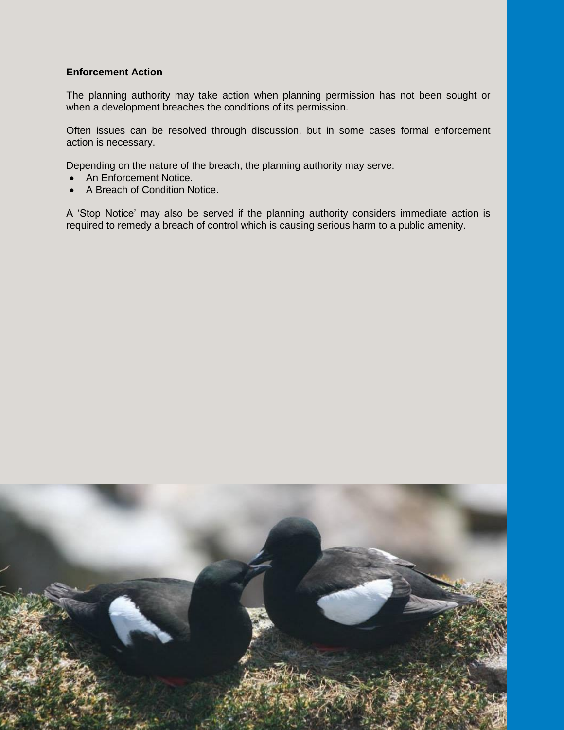**Enforcement Action**

The planning authority may take action when planning permission has not been sought or when a development breaches the conditions of its permission.

Often issues can be resolved through discussion, but in some cases formal enforcement action is necessary.

Depending on the nature of the breach, the planning authority may serve:

- An Enforcement Notice.
- A Breach of Condition Notice.

A 'Stop Notice' may also be served if the planning authority considers immediate action is required to remedy a breach of control which is causing serious harm to a public amenity.